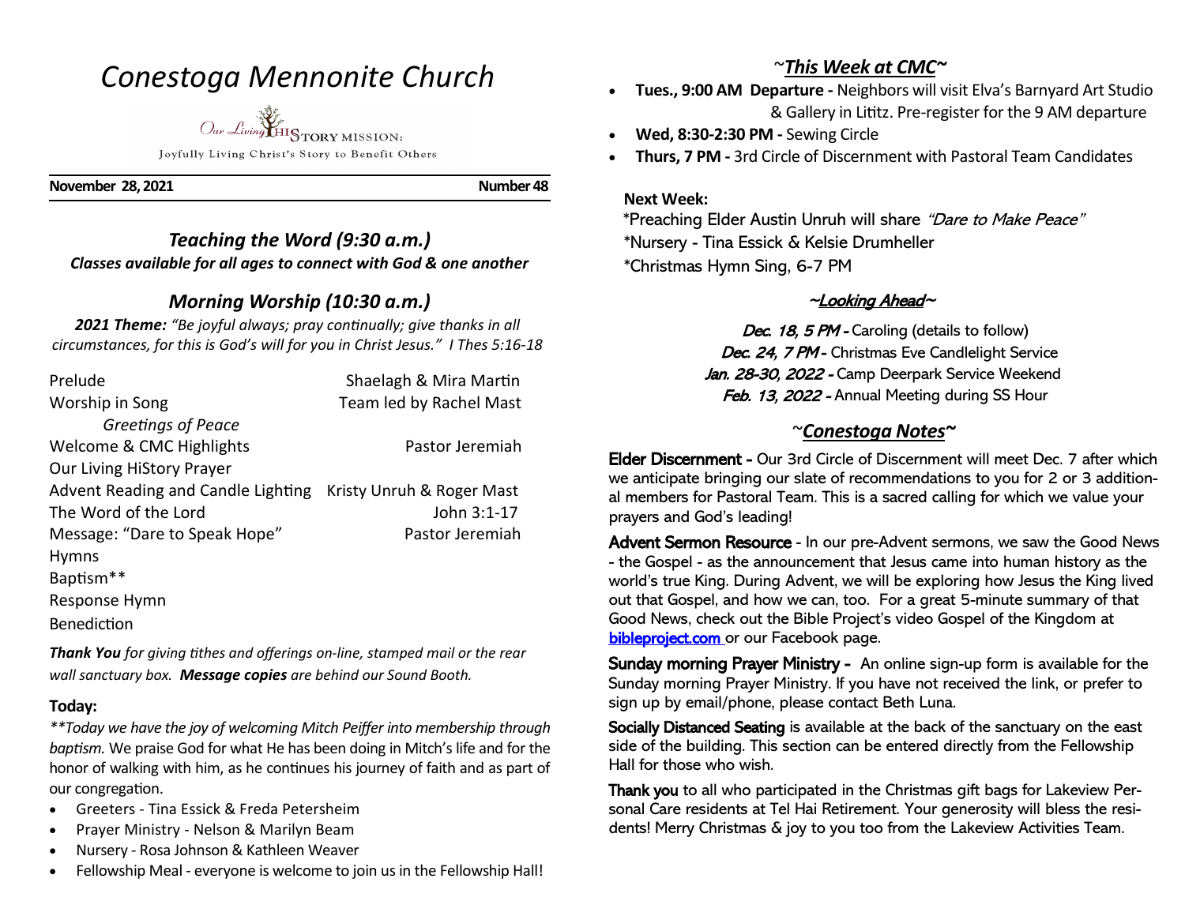# Conestoga Mennonite Church

Our Living HIStory MISSION:
Joyfully Living Christ's Story to Benefit Others

**November 28, 2021** **Number 48**

## *Teaching the Word (9:30 a.m.)*

***Classes available for all ages to connect with God & one another***

## *Morning Worship (10:30 a.m.)*

***2021 Theme:*** *"Be joyful always; pray continually; give thanks in all circumstances, for this is God's will for you in Christ Jesus." I Thes 5:16-18*

| | |
|---|---|
| Prelude | Shaelagh & Mira Martin |
| Worship in Song | Team led by Rachel Mast |
| *Greetings of Peace* | |
| Welcome & CMC Highlights | Pastor Jeremiah |
| Our Living HiStory Prayer | |
| Advent Reading and Candle Lighting | Kristy Unruh & Roger Mast |
| The Word of the Lord | John 3:1-17 |
| Message: "Dare to Speak Hope" | Pastor Jeremiah |
| Hymns | |
| Baptism** | |
| Response Hymn | |
| Benediction | |

***Thank You*** *for giving tithes and offerings on-line, stamped mail or the rear wall sanctuary box.* ***Message copies*** *are behind our Sound Booth.*

### Today:

*\*\*Today we have the joy of welcoming Mitch Peiffer into membership through baptism.* We praise God for what He has been doing in Mitch's life and for the honor of walking with him, as he continues his journey of faith and as part of our congregation.

- Greeters - Tina Essick & Freda Petersheim
- Prayer Ministry - Nelson & Marilyn Beam
- Nursery - Rosa Johnson & Kathleen Weaver
- Fellowship Meal - everyone is welcome to join us in the Fellowship Hall!

## ~*This Week at CMC*~

- **Tues., 9:00 AM Departure -** Neighbors will visit Elva's Barnyard Art Studio & Gallery in Lititz. Pre-register for the 9 AM departure
- **Wed, 8:30-2:30 PM -** Sewing Circle
- **Thurs, 7 PM -** 3rd Circle of Discernment with Pastoral Team Candidates

**Next Week:**

*Preaching Elder Austin Unruh will share *"Dare to Make Peace"*
*Nursery - Tina Essick & Kelsie Drumheller
*Christmas Hymn Sing, 6-7 PM

## ~Looking Ahead~

*Dec. 18, 5 PM -* Caroling (details to follow)
*Dec. 24, 7 PM -* Christmas Eve Candlelight Service
*Jan. 28-30, 2022 -* Camp Deerpark Service Weekend
*Feb. 13, 2022 -* Annual Meeting during SS Hour

## ~*Conestoga Notes*~

**Elder Discernment -** Our 3rd Circle of Discernment will meet Dec. 7 after which we anticipate bringing our slate of recommendations to you for 2 or 3 additional members for Pastoral Team. This is a sacred calling for which we value your prayers and God's leading!

**Advent Sermon Resource** - In our pre-Advent sermons, we saw the Good News - the Gospel - as the announcement that Jesus came into human history as the world's true King. During Advent, we will be exploring how Jesus the King lived out that Gospel, and how we can, too. For a great 5-minute summary of that Good News, check out the Bible Project's video Gospel of the Kingdom at **bibleproject.com** or our Facebook page.

**Sunday morning Prayer Ministry -** An online sign-up form is available for the Sunday morning Prayer Ministry. If you have not received the link, or prefer to sign up by email/phone, please contact Beth Luna.

**Socially Distanced Seating** is available at the back of the sanctuary on the east side of the building. This section can be entered directly from the Fellowship Hall for those who wish.

**Thank you** to all who participated in the Christmas gift bags for Lakeview Personal Care residents at Tel Hai Retirement. Your generosity will bless the residents! Merry Christmas & joy to you too from the Lakeview Activities Team.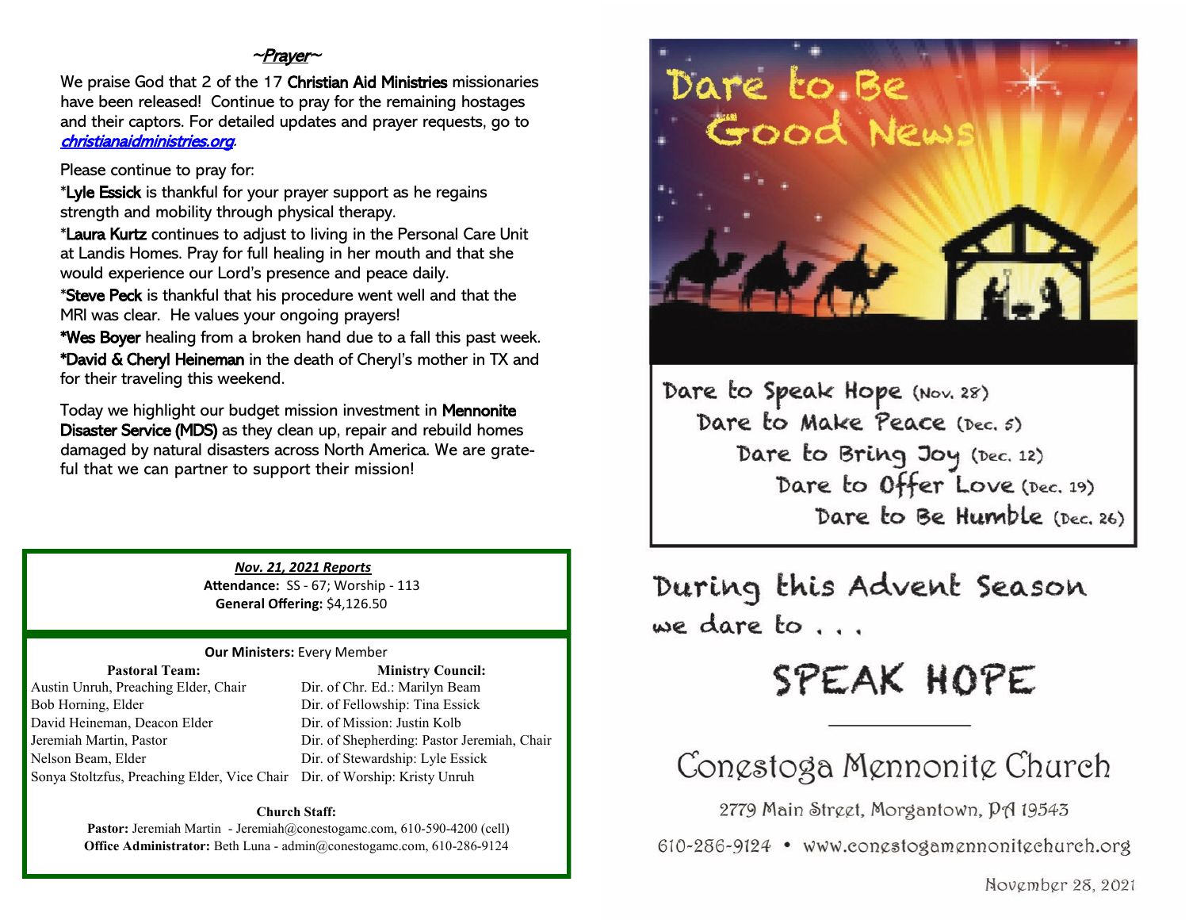## ~Prayer~

We praise God that 2 of the 17 **Christian Aid Ministries** missionaries have been released! Continue to pray for the remaining hostages and their captors. For detailed updates and prayer requests, go to *christianaidministries.org*.

Please continue to pray for:

*Lyle Essick* is thankful for your prayer support as he regains strength and mobility through physical therapy.

*Laura Kurtz* continues to adjust to living in the Personal Care Unit at Landis Homes. Pray for full healing in her mouth and that she would experience our Lord's presence and peace daily.

*Steve Peck* is thankful that his procedure went well and that the MRI was clear. He values your ongoing prayers!

*Wes Boyer* healing from a broken hand due to a fall this past week.

*David & Cheryl Heineman* in the death of Cheryl's mother in TX and for their traveling this weekend.

Today we highlight our budget mission investment in **Mennonite Disaster Service (MDS)** as they clean up, repair and rebuild homes damaged by natural disasters across North America. We are grateful that we can partner to support their mission!

***Nov. 21, 2021 Reports***

**Attendance:** SS - 67; Worship - 113

**General Offering:** $4,126.50

**Our Ministers:** Every Member

| Pastoral Team: | Ministry Council: |
| --- | --- |
| Austin Unruh, Preaching Elder, Chair | Dir. of Chr. Ed.: Marilyn Beam |
| Bob Horning, Elder | Dir. of Fellowship: Tina Essick |
| David Heineman, Deacon Elder | Dir. of Mission: Justin Kolb |
| Jeremiah Martin, Pastor | Dir. of Shepherding: Pastor Jeremiah, Chair |
| Nelson Beam, Elder | Dir. of Stewardship: Lyle Essick |
| Sonya Stoltzfus, Preaching Elder, Vice Chair | Dir. of Worship: Kristy Unruh |

**Church Staff:**

**Pastor:** Jeremiah Martin - Jeremiah@conestogamc.com, 610-590-4200 (cell)

**Office Administrator:** Beth Luna - admin@conestogamc.com, 610-286-9124

# Dare to Be Good News

Dare to Speak Hope (Nov. 28)
Dare to Make Peace (Dec. 5)
Dare to Bring Joy (Dec. 12)
Dare to Offer Love (Dec. 19)
Dare to Be Humble (Dec. 26)

During this Advent Season we dare to . . .

# SPEAK HOPE

## Conestoga Mennonite Church

2779 Main Street, Morgantown, PA 19543

610-286-9124 • www.conestogamennonitechurch.org

November 28, 2021